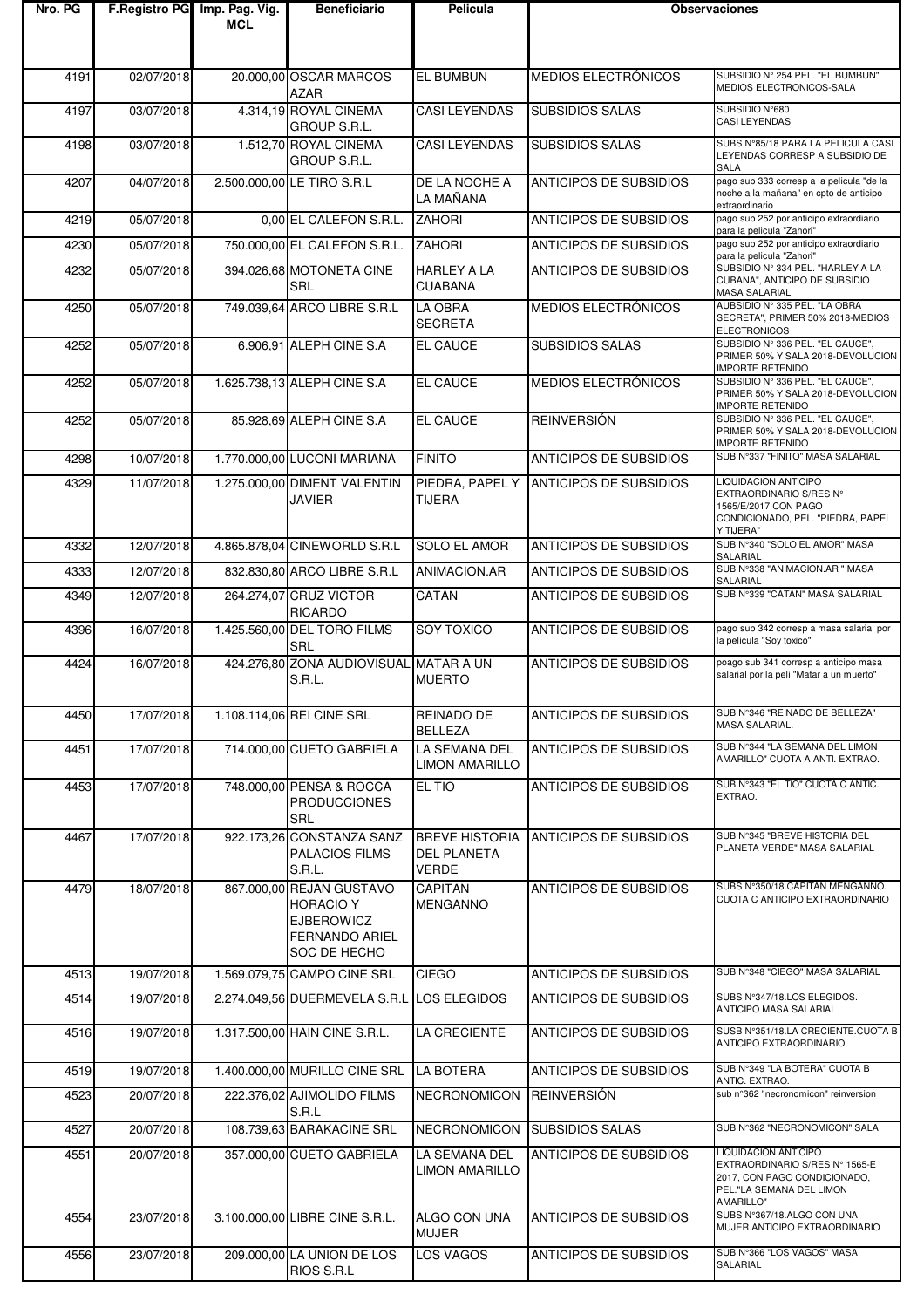| Nro. PG | F.Registro PG | Imp. Pag. Vig. MCL | Beneficiario | Pelicula | Observaciones | |
|---|---|---|---|---|---|---|
| 4191 | 02/07/2018 | 20.000,00 | OSCAR MARCOS AZAR | EL BUMBUN | MEDIOS ELECTRÓNICOS | SUBSIDIO N° 254 PEL. "EL BUMBUN" MEDIOS ELECTRONICOS-SALA |
| 4197 | 03/07/2018 | 4.314,19 | ROYAL CINEMA GROUP S.R.L. | CASI LEYENDAS | SUBSIDIOS SALAS | SUBSIDIO N°680 CASI LEYENDAS |
| 4198 | 03/07/2018 | 1.512,70 | ROYAL CINEMA GROUP S.R.L. | CASI LEYENDAS | SUBSIDIOS SALAS | SUBS N°85/18 PARA LA PELICULA CASI LEYENDAS CORRESP A SUBSIDIO DE SALA |
| 4207 | 04/07/2018 | 2.500.000,00 | LE TIRO S.R.L | DE LA NOCHE A LA MAÑANA | ANTICIPOS DE SUBSIDIOS | pago sub 333 corresp a la pelicula "de la noche a la mañana" en cpto de anticipo extraordinario |
| 4219 | 05/07/2018 | 0,00 | EL CALEFON S.R.L. | ZAHORI | ANTICIPOS DE SUBSIDIOS | pago sub 252 por anticipo extraordiario para la pelicula "Zahori" |
| 4230 | 05/07/2018 | 750.000,00 | EL CALEFON S.R.L. | ZAHORI | ANTICIPOS DE SUBSIDIOS | pago sub 252 por anticipo extraordiario para la pelicula "Zahori" |
| 4232 | 05/07/2018 | 394.026,68 | MOTONETA CINE SRL | HARLEY A LA CUABANA | ANTICIPOS DE SUBSIDIOS | SUBSIDIO N° 334 PEL. "HARLEY A LA CUBANA", ANTICIPO DE SUBSIDIO MASA SALARIAL |
| 4250 | 05/07/2018 | 749.039,64 | ARCO LIBRE S.R.L | LA OBRA SECRETA | MEDIOS ELECTRÓNICOS | AUBSIDIO N° 335 PEL. "LA OBRA SECRETA", PRIMER 50% 2018-MEDIOS ELECTRONICOS |
| 4252 | 05/07/2018 | 6.906,91 | ALEPH CINE S.A | EL CAUCE | SUBSIDIOS SALAS | SUBSIDIO N° 336 PEL. "EL CAUCE", PRIMER 50% Y SALA 2018-DEVOLUCION IMPORTE RETENIDO |
| 4252 | 05/07/2018 | 1.625.738,13 | ALEPH CINE S.A | EL CAUCE | MEDIOS ELECTRÓNICOS | SUBSIDIO N° 336 PEL. "EL CAUCE", PRIMER 50% Y SALA 2018-DEVOLUCION IMPORTE RETENIDO |
| 4252 | 05/07/2018 | 85.928,69 | ALEPH CINE S.A | EL CAUCE | REINVERSIÓN | SUBSIDIO N° 336 PEL. "EL CAUCE", PRIMER 50% Y SALA 2018-DEVOLUCION IMPORTE RETENIDO |
| 4298 | 10/07/2018 | 1.770.000,00 | LUCONI MARIANA | FINITO | ANTICIPOS DE SUBSIDIOS | SUB N°337 "FINITO" MASA SALARIAL |
| 4329 | 11/07/2018 | 1.275.000,00 | DIMENT VALENTIN JAVIER | PIEDRA, PAPEL Y TIJERA | ANTICIPOS DE SUBSIDIOS | LIQUIDACION ANTICIPO EXTRAORDINARIO S/RES N° 1565/E/2017 CON PAGO CONDICIONADO, PEL. "PIEDRA, PAPEL Y TIJERA" |
| 4332 | 12/07/2018 | 4.865.878,04 | CINEWORLD S.R.L | SOLO EL AMOR | ANTICIPOS DE SUBSIDIOS | SUB N°340 "SOLO EL AMOR" MASA SALARIAL |
| 4333 | 12/07/2018 | 832.830,80 | ARCO LIBRE S.R.L | ANIMACION.AR | ANTICIPOS DE SUBSIDIOS | SUB N°338 "ANIMACION.AR " MASA SALARIAL |
| 4349 | 12/07/2018 | 264.274,07 | CRUZ VICTOR RICARDO | CATAN | ANTICIPOS DE SUBSIDIOS | SUB N°339 "CATAN" MASA SALARIAL |
| 4396 | 16/07/2018 | 1.425.560,00 | DEL TORO FILMS SRL | SOY TOXICO | ANTICIPOS DE SUBSIDIOS | pago sub 342 corresp a masa salarial por la pelicula "Soy toxico" |
| 4424 | 16/07/2018 | 424.276,80 | ZONA AUDIOVISUAL S.R.L. | MATAR A UN MUERTO | ANTICIPOS DE SUBSIDIOS | poago sub 341 corresp a anticipo masa salarial por la peli "Matar a un muerto" |
| 4450 | 17/07/2018 | 1.108.114,06 | REI CINE SRL | REINADO DE BELLEZA | ANTICIPOS DE SUBSIDIOS | SUB N°346 "REINADO DE BELLEZA" MASA SALARIAL. |
| 4451 | 17/07/2018 | 714.000,00 | CUETO GABRIELA | LA SEMANA DEL LIMON AMARILLO | ANTICIPOS DE SUBSIDIOS | SUB N°344 "LA SEMANA DEL LIMON AMARILLO" CUOTA A ANTI. EXTRAO. |
| 4453 | 17/07/2018 | 748.000,00 | PENSA & ROCCA PRODUCCIONES SRL | EL TIO | ANTICIPOS DE SUBSIDIOS | SUB N°343 "EL TIO" CUOTA C ANTIC. EXTRAO. |
| 4467 | 17/07/2018 | 922.173,26 | CONSTANZA SANZ PALACIOS FILMS S.R.L. | BREVE HISTORIA DEL PLANETA VERDE | ANTICIPOS DE SUBSIDIOS | SUB N°345 "BREVE HISTORIA DEL PLANETA VERDE" MASA SALARIAL |
| 4479 | 18/07/2018 | 867.000,00 | REJAN GUSTAVO HORACIO Y EJBEROWICZ FERNANDO ARIEL SOC DE HECHO | CAPITAN MENGANNO | ANTICIPOS DE SUBSIDIOS | SUBS N°350/18.CAPITAN MENGANNO. CUOTA C ANTICIPO EXTRAORDINARIO |
| 4513 | 19/07/2018 | 1.569.079,75 | CAMPO CINE SRL | CIEGO | ANTICIPOS DE SUBSIDIOS | SUB N°348 "CIEGO" MASA SALARIAL |
| 4514 | 19/07/2018 | 2.274.049,56 | DUERMEVELA S.R.L | LOS ELEGIDOS | ANTICIPOS DE SUBSIDIOS | SUBS N°347/18.LOS ELEGIDOS. ANTICIPO MASA SALARIAL |
| 4516 | 19/07/2018 | 1.317.500,00 | HAIN CINE S.R.L. | LA CRECIENTE | ANTICIPOS DE SUBSIDIOS | SUSB N°351/18.LA CRECIENTE.CUOTA B ANTICIPO EXTRAORDINARIO. |
| 4519 | 19/07/2018 | 1.400.000,00 | MURILLO CINE SRL | LA BOTERA | ANTICIPOS DE SUBSIDIOS | SUB N°349 "LA BOTERA" CUOTA B ANTIC. EXTRAO. |
| 4523 | 20/07/2018 | 222.376,02 | AJIMOLIDO FILMS S.R.L | NECRONOMICON | REINVERSIÓN | sub n°362 "necronomicon" reinversion |
| 4527 | 20/07/2018 | 108.739,63 | BARAKACINE SRL | NECRONOMICON | SUBSIDIOS SALAS | SUB N°362 "NECRONOMICON" SALA |
| 4551 | 20/07/2018 | 357.000,00 | CUETO GABRIELA | LA SEMANA DEL LIMON AMARILLO | ANTICIPOS DE SUBSIDIOS | LIQUIDACION ANTICIPO EXTRAORDINARIO S/RES N° 1565-E 2017, CON PAGO CONDICIONADO, PEL."LA SEMANA DEL LIMON AMARILLO" |
| 4554 | 23/07/2018 | 3.100.000,00 | LIBRE CINE S.R.L. | ALGO CON UNA MUJER | ANTICIPOS DE SUBSIDIOS | SUBS N°367/18.ALGO CON UNA MUJER.ANTICIPO EXTRAORDINARIO |
| 4556 | 23/07/2018 | 209.000,00 | LA UNION DE LOS RIOS S.R.L | LOS VAGOS | ANTICIPOS DE SUBSIDIOS | SUB N°366 "LOS VAGOS" MASA SALARIAL |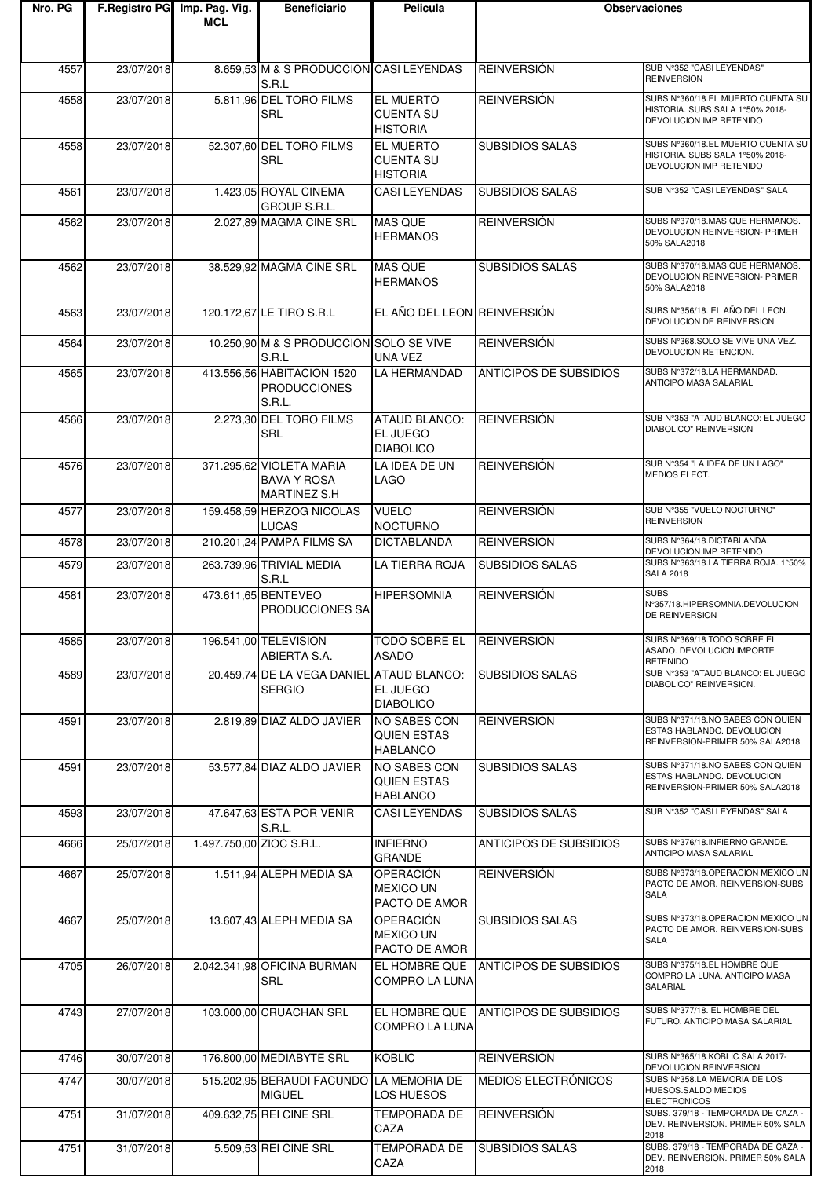| Nro. PG | F.Registro PG | Imp. Pag. Vig. MCL | Beneficiario | Pelicula | Observaciones | |
|---|---|---|---|---|---|---|
| 4557 | 23/07/2018 | 8.659,53 | M & S PRODUCCION S.R.L | CASI LEYENDAS | REINVERSIÓN | SUB N°352 "CASI LEYENDAS" REINVERSION |
| 4558 | 23/07/2018 | 5.811,96 | DEL TORO FILMS SRL | EL MUERTO CUENTA SU HISTORIA | REINVERSIÓN | SUBS N°360/18.EL MUERTO CUENTA SU HISTORIA. SUBS SALA 1°50% 2018-DEVOLUCION IMP RETENIDO |
| 4558 | 23/07/2018 | 52.307,60 | DEL TORO FILMS SRL | EL MUERTO CUENTA SU HISTORIA | SUBSIDIOS SALAS | SUBS N°360/18.EL MUERTO CUENTA SU HISTORIA. SUBS SALA 1°50% 2018-DEVOLUCION IMP RETENIDO |
| 4561 | 23/07/2018 | 1.423,05 | ROYAL CINEMA GROUP S.R.L. | CASI LEYENDAS | SUBSIDIOS SALAS | SUB N°352 "CASI LEYENDAS" SALA |
| 4562 | 23/07/2018 | 2.027,89 | MAGMA CINE SRL | MAS QUE HERMANOS | REINVERSIÓN | SUBS N°370/18.MAS QUE HERMANOS. DEVOLUCION REINVERSION- PRIMER 50% SALA2018 |
| 4562 | 23/07/2018 | 38.529,92 | MAGMA CINE SRL | MAS QUE HERMANOS | SUBSIDIOS SALAS | SUBS N°370/18.MAS QUE HERMANOS. DEVOLUCION REINVERSION- PRIMER 50% SALA2018 |
| 4563 | 23/07/2018 | 120.172,67 | LE TIRO S.R.L | EL AÑO DEL LEON | REINVERSIÓN | SUBS N°356/18. EL AÑO DEL LEON. DEVOLUCION DE REINVERSION |
| 4564 | 23/07/2018 | 10.250,90 | M & S PRODUCCION S.R.L | SOLO SE VIVE UNA VEZ | REINVERSIÓN | SUBS N°368.SOLO SE VIVE UNA VEZ. DEVOLUCION RETENCION. |
| 4565 | 23/07/2018 | 413.556,56 | HABITACION 1520 PRODUCCIONES S.R.L. | LA HERMANDAD | ANTICIPOS DE SUBSIDIOS | SUBS N°372/18.LA HERMANDAD. ANTICIPO MASA SALARIAL |
| 4566 | 23/07/2018 | 2.273,30 | DEL TORO FILMS SRL | ATAUD BLANCO: EL JUEGO DIABOLICO | REINVERSIÓN | SUB N°353 "ATAUD BLANCO: EL JUEGO DIABOLICO" REINVERSION |
| 4576 | 23/07/2018 | 371.295,62 | VIOLETA MARIA BAVA Y ROSA MARTINEZ S.H | LA IDEA DE UN LAGO | REINVERSIÓN | SUB N°354 "LA IDEA DE UN LAGO" MEDIOS ELECT. |
| 4577 | 23/07/2018 | 159.458,59 | HERZOG NICOLAS LUCAS | VUELO NOCTURNO | REINVERSIÓN | SUB N°355 "VUELO NOCTURNO" REINVERSION |
| 4578 | 23/07/2018 | 210.201,24 | PAMPA FILMS SA | DICTABLANDA | REINVERSIÓN | SUBS N°364/18.DICTABLANDA. DEVOLUCION IMP RETENIDO |
| 4579 | 23/07/2018 | 263.739,96 | TRIVIAL MEDIA S.R.L | LA TIERRA ROJA | SUBSIDIOS SALAS | SUBS N°363/18.LA TIERRA ROJA. 1°50% SALA 2018 |
| 4581 | 23/07/2018 | 473.611,65 | BENTEVEO PRODUCCIONES SA | HIPERSOMNIA | REINVERSIÓN | SUBS N°357/18.HIPERSOMNIA.DEVOLUCION DE REINVERSION |
| 4585 | 23/07/2018 | 196.541,00 | TELEVISION ABIERTA S.A. | TODO SOBRE EL ASADO | REINVERSIÓN | SUBS N°369/18.TODO SOBRE EL ASADO. DEVOLUCION IMPORTE RETENIDO |
| 4589 | 23/07/2018 | 20.459,74 | DE LA VEGA DANIEL SERGIO | ATAUD BLANCO: EL JUEGO DIABOLICO | SUBSIDIOS SALAS | SUB N°353 "ATAUD BLANCO: EL JUEGO DIABOLICO" REINVERSION. |
| 4591 | 23/07/2018 | 2.819,89 | DIAZ ALDO JAVIER | NO SABES CON QUIEN ESTAS HABLANCO | REINVERSIÓN | SUBS N°371/18.NO SABES CON QUIEN ESTAS HABLANDO. DEVOLUCION REINVERSION-PRIMER 50% SALA2018 |
| 4591 | 23/07/2018 | 53.577,84 | DIAZ ALDO JAVIER | NO SABES CON QUIEN ESTAS HABLANCO | SUBSIDIOS SALAS | SUBS N°371/18.NO SABES CON QUIEN ESTAS HABLANDO. DEVOLUCION REINVERSION-PRIMER 50% SALA2018 |
| 4593 | 23/07/2018 | 47.647,63 | ESTA POR VENIR S.R.L. | CASI LEYENDAS | SUBSIDIOS SALAS | SUB N°352 "CASI LEYENDAS" SALA |
| 4666 | 25/07/2018 | 1.497.750,00 | ZIOC S.R.L. | INFIERNO GRANDE | ANTICIPOS DE SUBSIDIOS | SUBS N°376/18.INFIERNO GRANDE. ANTICIPO MASA SALARIAL |
| 4667 | 25/07/2018 | 1.511,94 | ALEPH MEDIA SA | OPERACIÓN MEXICO UN PACTO DE AMOR | REINVERSIÓN | SUBS N°373/18.OPERACION MEXICO UN PACTO DE AMOR. REINVERSION-SUBS SALA |
| 4667 | 25/07/2018 | 13.607,43 | ALEPH MEDIA SA | OPERACIÓN MEXICO UN PACTO DE AMOR | SUBSIDIOS SALAS | SUBS N°373/18.OPERACION MEXICO UN PACTO DE AMOR. REINVERSION-SUBS SALA |
| 4705 | 26/07/2018 | 2.042.341,98 | OFICINA BURMAN SRL | EL HOMBRE QUE COMPRO LA LUNA | ANTICIPOS DE SUBSIDIOS | SUBS N°375/18.EL HOMBRE QUE COMPRO LA LUNA. ANTICIPO MASA SALARIAL |
| 4743 | 27/07/2018 | 103.000,00 | CRUACHAN SRL | EL HOMBRE QUE COMPRO LA LUNA | ANTICIPOS DE SUBSIDIOS | SUBS N°377/18. EL HOMBRE DEL FUTURO. ANTICIPO MASA SALARIAL |
| 4746 | 30/07/2018 | 176.800,00 | MEDIABYTE SRL | KOBLIC | REINVERSIÓN | SUBS N°365/18.KOBLIC.SALA 2017-DEVOLUCION REINVERSION |
| 4747 | 30/07/2018 | 515.202,95 | BERAUDI FACUNDO MIGUEL | LA MEMORIA DE LOS HUESOS | MEDIOS ELECTRÓNICOS | SUBS N°358.LA MEMORIA DE LOS HUESOS.SALDO MEDIOS ELECTRONICOS |
| 4751 | 31/07/2018 | 409.632,75 | REI CINE SRL | TEMPORADA DE CAZA | REINVERSIÓN | SUBS. 379/18 - TEMPORADA DE CAZA - DEV. REINVERSION. PRIMER 50% SALA 2018 |
| 4751 | 31/07/2018 | 5.509,53 | REI CINE SRL | TEMPORADA DE CAZA | SUBSIDIOS SALAS | SUBS. 379/18 - TEMPORADA DE CAZA - DEV. REINVERSION. PRIMER 50% SALA 2018 |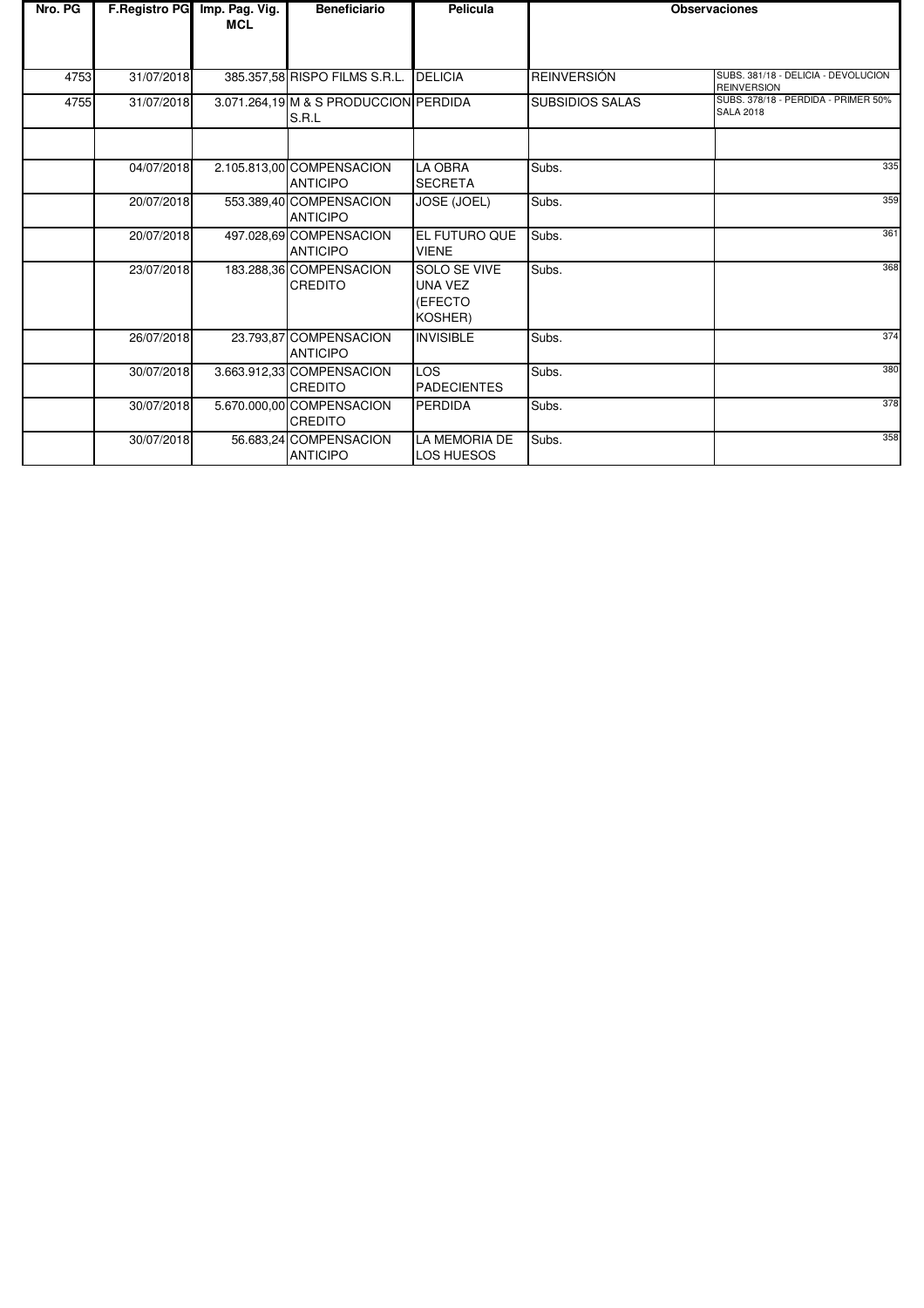| Nro. PG | F.Registro PG | Imp. Pag. Vig. MCL | Beneficiario | Pelicula | Observaciones | |
|---|---|---|---|---|---|---|
| 4753 | 31/07/2018 | 385.357,58 | RISPO FILMS S.R.L. | DELICIA | REINVERSIÓN | SUBS. 381/18 - DELICIA - DEVOLUCION REINVERSION |
| 4755 | 31/07/2018 | 3.071.264,19 | M & S PRODUCCION S.R.L | PERDIDA | SUBSIDIOS SALAS | SUBS. 378/18 - PERDIDA - PRIMER 50% SALA 2018 |
| | | | | | | |
| | 04/07/2018 | 2.105.813,00 | COMPENSACION ANTICIPO | LA OBRA SECRETA | Subs. | 335 |
| | 20/07/2018 | 553.389,40 | COMPENSACION ANTICIPO | JOSE (JOEL) | Subs. | 359 |
| | 20/07/2018 | 497.028,69 | COMPENSACION ANTICIPO | EL FUTURO QUE VIENE | Subs. | 361 |
| | 23/07/2018 | 183.288,36 | COMPENSACION CREDITO | SOLO SE VIVE UNA VEZ (EFECTO KOSHER) | Subs. | 368 |
| | 26/07/2018 | 23.793,87 | COMPENSACION ANTICIPO | INVISIBLE | Subs. | 374 |
| | 30/07/2018 | 3.663.912,33 | COMPENSACION CREDITO | LOS PADECIENTES | Subs. | 380 |
| | 30/07/2018 | 5.670.000,00 | COMPENSACION CREDITO | PERDIDA | Subs. | 378 |
| | 30/07/2018 | 56.683,24 | COMPENSACION ANTICIPO | LA MEMORIA DE LOS HUESOS | Subs. | 358 |